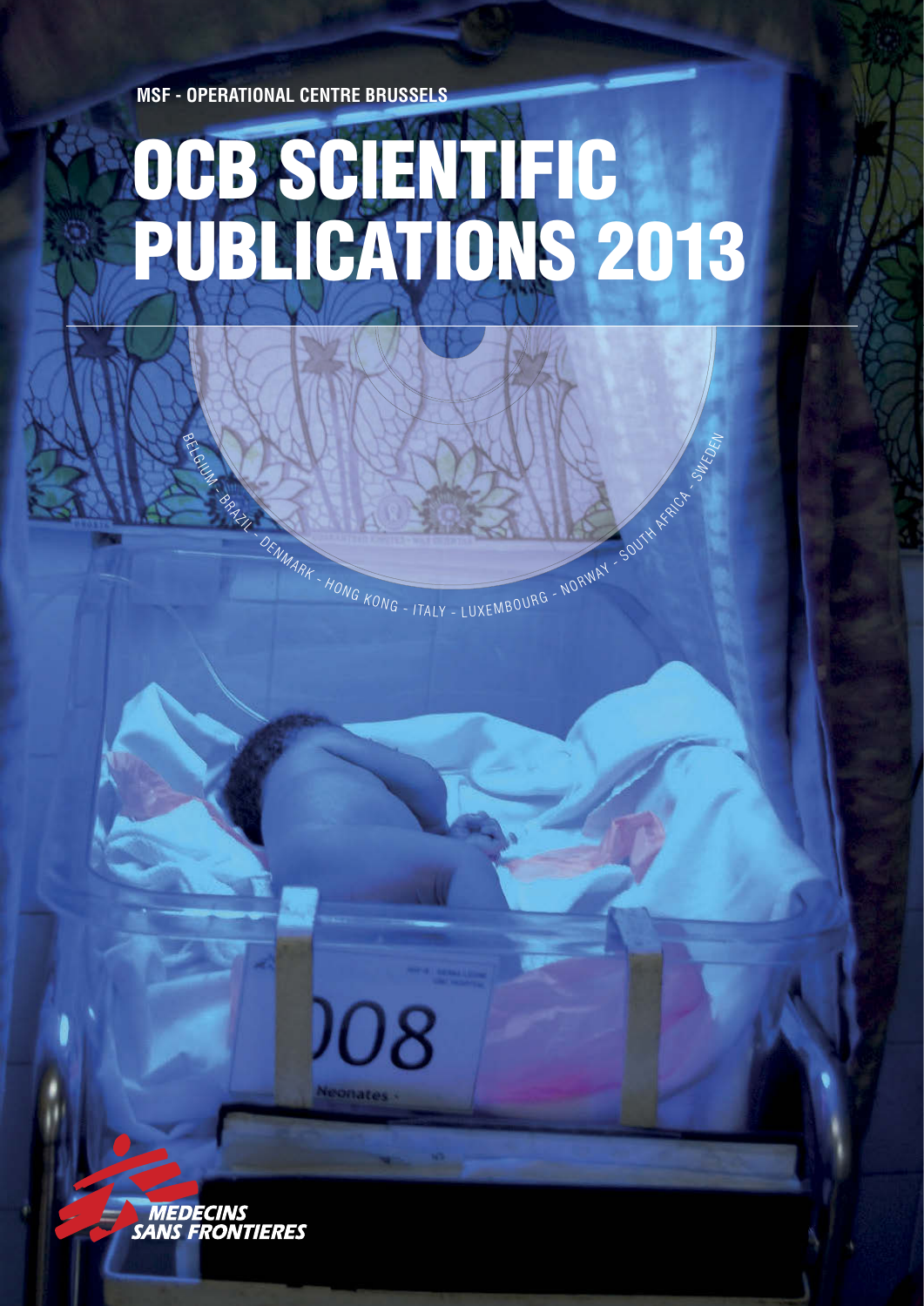MSF - OPERATIONAL CENTRE BRUSSELS

# OCB SCIENTIFIC PUBLICATIONS 2013

BELGIUM - BRAZIL - DENMARK - HONG KONG - ITALY - LUXEMBOURG - NORWAY - SOUTH AFRICA - SWEDEN

MEDECINS SANS FRONTIERES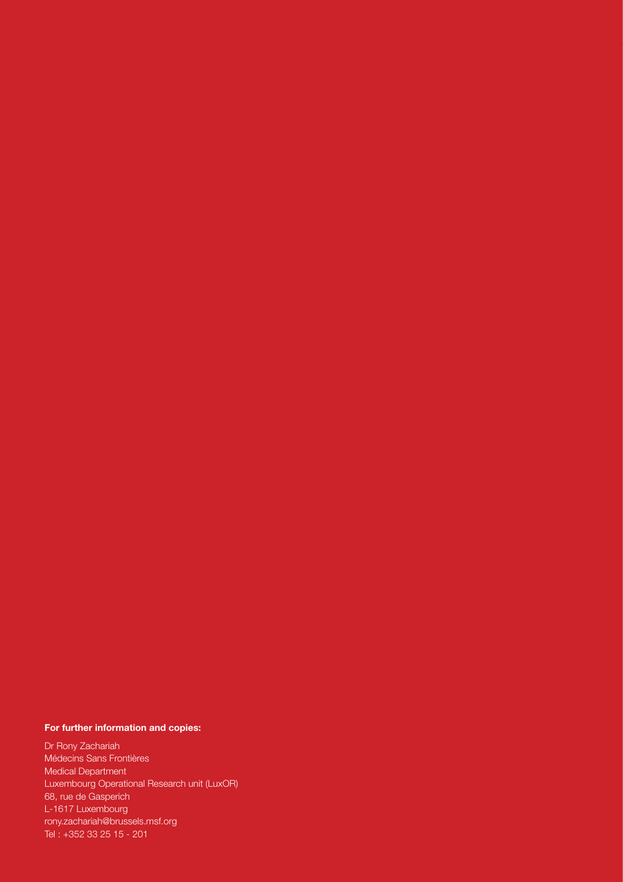**For further information and copies:**

Dr Rony Zachariah
Médecins Sans Frontières
Medical Department
Luxembourg Operational Research unit (LuxOR)
68, rue de Gasperich
L-1617 Luxembourg
rony.zachariah@brussels.msf.org
Tel : +352 33 25 15 - 201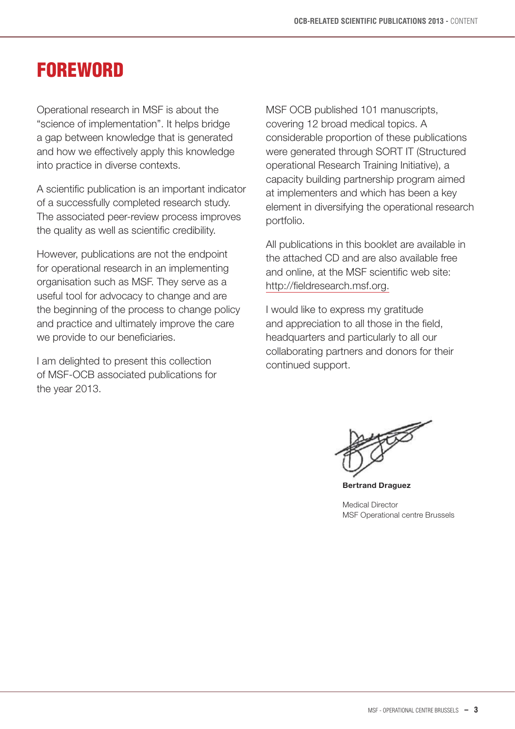# FOREWORD

Operational research in MSF is about the "science of implementation". It helps bridge a gap between knowledge that is generated and how we effectively apply this knowledge into practice in diverse contexts.

A scientific publication is an important indicator of a successfully completed research study. The associated peer-review process improves the quality as well as scientific credibility.

However, publications are not the endpoint for operational research in an implementing organisation such as MSF. They serve as a useful tool for advocacy to change and are the beginning of the process to change policy and practice and ultimately improve the care we provide to our beneficiaries.

I am delighted to present this collection of MSF-OCB associated publications for the year 2013.

MSF OCB published 101 manuscripts, covering 12 broad medical topics. A considerable proportion of these publications were generated through SORT IT (Structured operational Research Training Initiative), a capacity building partnership program aimed at implementers and which has been a key element in diversifying the operational research portfolio.

All publications in this booklet are available in the attached CD and are also available free and online, at the MSF scientific web site: http://fieldresearch.msf.org.

I would like to express my gratitude and appreciation to all those in the field, headquarters and particularly to all our collaborating partners and donors for their continued support.

**Bertrand Draguez**

Medical Director
MSF Operational centre Brussels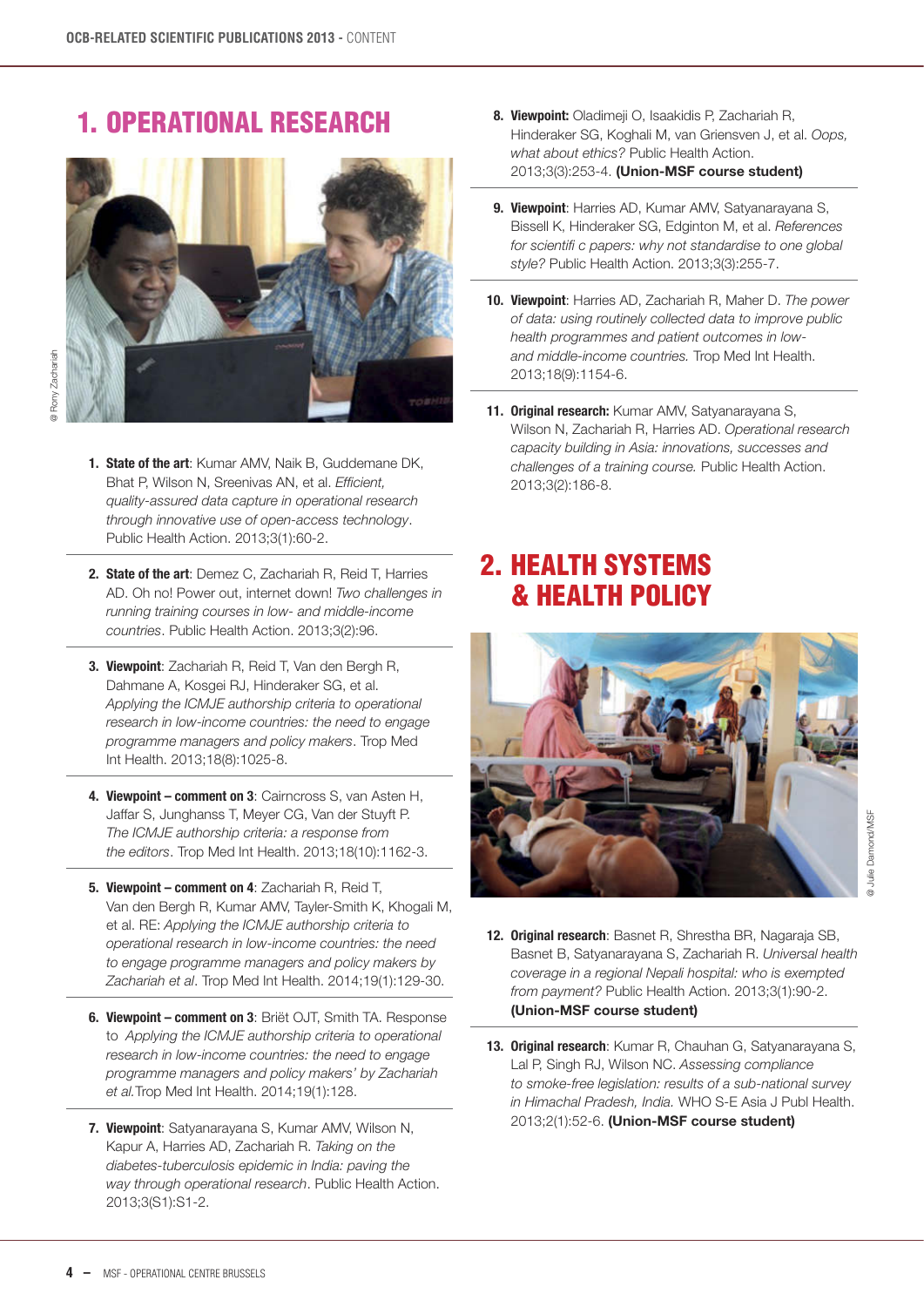# 1. OPERATIONAL RESEARCH

@ Rony Zachariah

1. **State of the art**: Kumar AMV, Naik B, Guddemane DK, Bhat P, Wilson N, Sreenivas AN, et al. *Efficient, quality-assured data capture in operational research through innovative use of open-access technology*. Public Health Action. 2013;3(1):60-2.

2. **State of the art**: Demez C, Zachariah R, Reid T, Harries AD. Oh no! Power out, internet down! *Two challenges in running training courses in low- and middle-income countries*. Public Health Action. 2013;3(2):96.

3. **Viewpoint**: Zachariah R, Reid T, Van den Bergh R, Dahmane A, Kosgei RJ, Hinderaker SG, et al. *Applying the ICMJE authorship criteria to operational research in low-income countries: the need to engage programme managers and policy makers*. Trop Med Int Health. 2013;18(8):1025-8.

4. **Viewpoint – comment on 3**: Cairncross S, van Asten H, Jaffar S, Junghanss T, Meyer CG, Van der Stuyft P. *The ICMJE authorship criteria: a response from the editors*. Trop Med Int Health. 2013;18(10):1162-3.

5. **Viewpoint – comment on 4**: Zachariah R, Reid T, Van den Bergh R, Kumar AMV, Tayler-Smith K, Khogali M, et al. RE: *Applying the ICMJE authorship criteria to operational research in low-income countries: the need to engage programme managers and policy makers by Zachariah et al*. Trop Med Int Health. 2014;19(1):129-30.

6. **Viewpoint – comment on 3**: Briët OJT, Smith TA. Response to *Applying the ICMJE authorship criteria to operational research in low-income countries: the need to engage programme managers and policy makers' by Zachariah et al.* Trop Med Int Health. 2014;19(1):128.

7. **Viewpoint**: Satyanarayana S, Kumar AMV, Wilson N, Kapur A, Harries AD, Zachariah R. *Taking on the diabetes-tuberculosis epidemic in India: paving the way through operational research*. Public Health Action. 2013;3(S1):S1-2.

8. **Viewpoint:** Oladimeji O, Isaakidis P, Zachariah R, Hinderaker SG, Koghali M, van Griensven J, et al. *Oops, what about ethics?* Public Health Action. 2013;3(3):253-4. **(Union-MSF course student)**

9. **Viewpoint**: Harries AD, Kumar AMV, Satyanarayana S, Bissell K, Hinderaker SG, Edginton M, et al. *References for scientifi c papers: why not standardise to one global style?* Public Health Action. 2013;3(3):255-7.

10. **Viewpoint**: Harries AD, Zachariah R, Maher D. *The power of data: using routinely collected data to improve public health programmes and patient outcomes in low- and middle-income countries.* Trop Med Int Health. 2013;18(9):1154-6.

11. **Original research:** Kumar AMV, Satyanarayana S, Wilson N, Zachariah R, Harries AD. *Operational research capacity building in Asia: innovations, successes and challenges of a training course.* Public Health Action. 2013;3(2):186-8.

# 2. HEALTH SYSTEMS & HEALTH POLICY

@ Julie Damond/MSF

12. **Original research**: Basnet R, Shrestha BR, Nagaraja SB, Basnet B, Satyanarayana S, Zachariah R. *Universal health coverage in a regional Nepali hospital: who is exempted from payment?* Public Health Action. 2013;3(1):90-2. **(Union-MSF course student)**

13. **Original research**: Kumar R, Chauhan G, Satyanarayana S, Lal P, Singh RJ, Wilson NC. *Assessing compliance to smoke-free legislation: results of a sub-national survey in Himachal Pradesh, India.* WHO S-E Asia J Publ Health. 2013;2(1):52-6. **(Union-MSF course student)**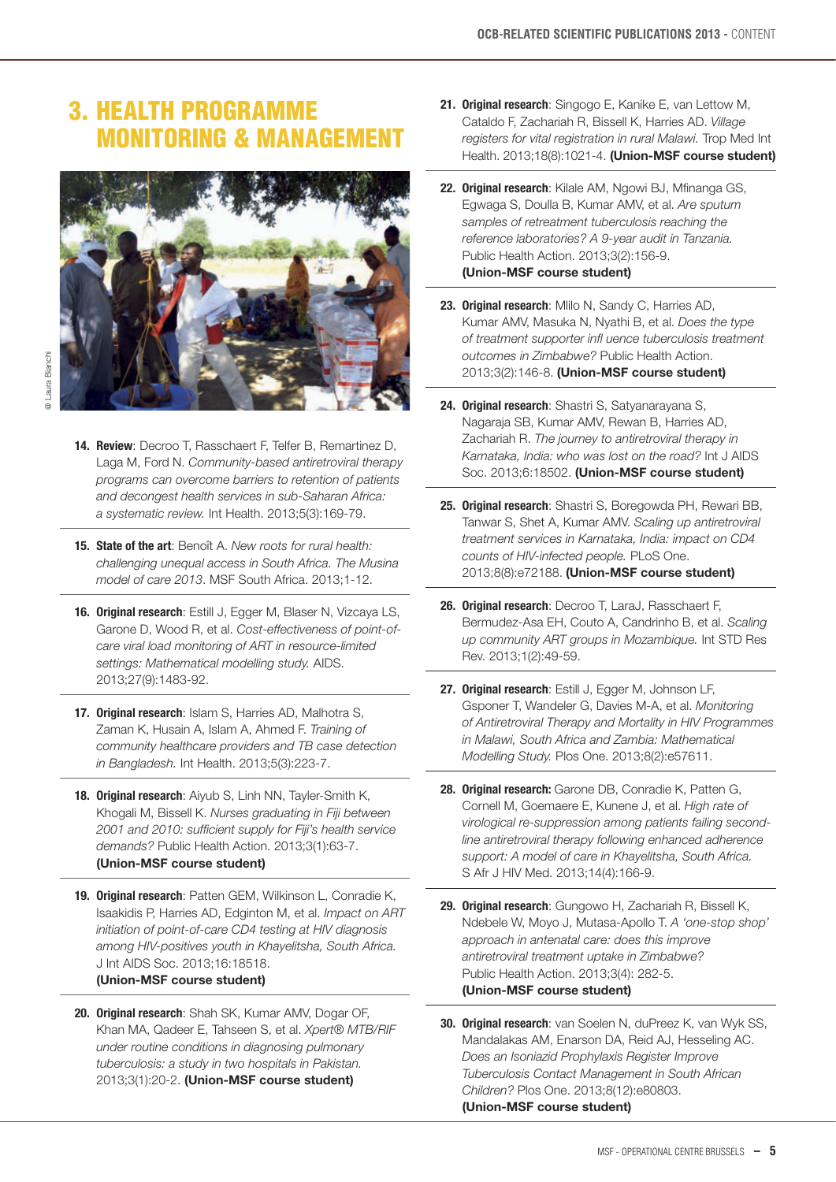# 3. HEALTH PROGRAMME MONITORING & MANAGEMENT

@ Laura Bianchi

14. **Review**: Decroo T, Rasschaert F, Telfer B, Remartinez D, Laga M, Ford N. *Community-based antiretroviral therapy programs can overcome barriers to retention of patients and decongest health services in sub-Saharan Africa: a systematic review.* Int Health. 2013;5(3):169-79.

15. **State of the art**: Benoît A. *New roots for rural health: challenging unequal access in South Africa. The Musina model of care 2013.* MSF South Africa. 2013;1-12.

16. **Original research**: Estill J, Egger M, Blaser N, Vizcaya LS, Garone D, Wood R, et al. *Cost-effectiveness of point-of-care viral load monitoring of ART in resource-limited settings: Mathematical modelling study.* AIDS. 2013;27(9):1483-92.

17. **Original research**: Islam S, Harries AD, Malhotra S, Zaman K, Husain A, Islam A, Ahmed F. *Training of community healthcare providers and TB case detection in Bangladesh.* Int Health. 2013;5(3):223-7.

18. **Original research**: Aiyub S, Linh NN, Tayler-Smith K, Khogali M, Bissell K. *Nurses graduating in Fiji between 2001 and 2010: sufficient supply for Fiji's health service demands?* Public Health Action. 2013;3(1):63-7. **(Union-MSF course student)**

19. **Original research**: Patten GEM, Wilkinson L, Conradie K, Isaakidis P, Harries AD, Edginton M, et al. *Impact on ART initiation of point-of-care CD4 testing at HIV diagnosis among HIV-positives youth in Khayelitsha, South Africa.* J Int AIDS Soc. 2013;16:18518. **(Union-MSF course student)**

20. **Original research**: Shah SK, Kumar AMV, Dogar OF, Khan MA, Qadeer E, Tahseen S, et al. *Xpert® MTB/RIF under routine conditions in diagnosing pulmonary tuberculosis: a study in two hospitals in Pakistan.* 2013;3(1):20-2. **(Union-MSF course student)**

21. **Original research**: Singogo E, Kanike E, van Lettow M, Cataldo F, Zachariah R, Bissell K, Harries AD. *Village registers for vital registration in rural Malawi.* Trop Med Int Health. 2013;18(8):1021-4. **(Union-MSF course student)**

22. **Original research**: Kilale AM, Ngowi BJ, Mfinanga GS, Egwaga S, Doulla B, Kumar AMV, et al. *Are sputum samples of retreatment tuberculosis reaching the reference laboratories? A 9-year audit in Tanzania.* Public Health Action. 2013;3(2):156-9. **(Union-MSF course student)**

23. **Original research**: Mlilo N, Sandy C, Harries AD, Kumar AMV, Masuka N, Nyathi B, et al. *Does the type of treatment supporter infl uence tuberculosis treatment outcomes in Zimbabwe?* Public Health Action. 2013;3(2):146-8. **(Union-MSF course student)**

24. **Original research**: Shastri S, Satyanarayana S, Nagaraja SB, Kumar AMV, Rewan B, Harries AD, Zachariah R. *The journey to antiretroviral therapy in Karnataka, India: who was lost on the road?* Int J AIDS Soc. 2013;6:18502. **(Union-MSF course student)**

25. **Original research**: Shastri S, Boregowda PH, Rewari BB, Tanwar S, Shet A, Kumar AMV. *Scaling up antiretroviral treatment services in Karnataka, India: impact on CD4 counts of HIV-infected people.* PLoS One. 2013;8(8):e72188. **(Union-MSF course student)**

26. **Original research**: Decroo T, LaraJ, Rasschaert F, Bermudez-Asa EH, Couto A, Candrinho B, et al. *Scaling up community ART groups in Mozambique.* Int STD Res Rev. 2013;1(2):49-59.

27. **Original research**: Estill J, Egger M, Johnson LF, Gsponer T, Wandeler G, Davies M-A, et al. *Monitoring of Antiretroviral Therapy and Mortality in HIV Programmes in Malawi, South Africa and Zambia: Mathematical Modelling Study.* Plos One. 2013;8(2):e57611.

28. **Original research:** Garone DB, Conradie K, Patten G, Cornell M, Goemaere E, Kunene J, et al. *High rate of virological re-suppression among patients failing second-line antiretroviral therapy following enhanced adherence support: A model of care in Khayelitsha, South Africa.* S Afr J HIV Med. 2013;14(4):166-9.

29. **Original research**: Gungowo H, Zachariah R, Bissell K, Ndebele W, Moyo J, Mutasa-Apollo T. *A 'one-stop shop' approach in antenatal care: does this improve antiretroviral treatment uptake in Zimbabwe?* Public Health Action. 2013;3(4): 282-5. **(Union-MSF course student)**

30. **Original research**: van Soelen N, duPreez K, van Wyk SS, Mandalakas AM, Enarson DA, Reid AJ, Hesseling AC. *Does an Isoniazid Prophylaxis Register Improve Tuberculosis Contact Management in South African Children?* Plos One. 2013;8(12):e80803. **(Union-MSF course student)**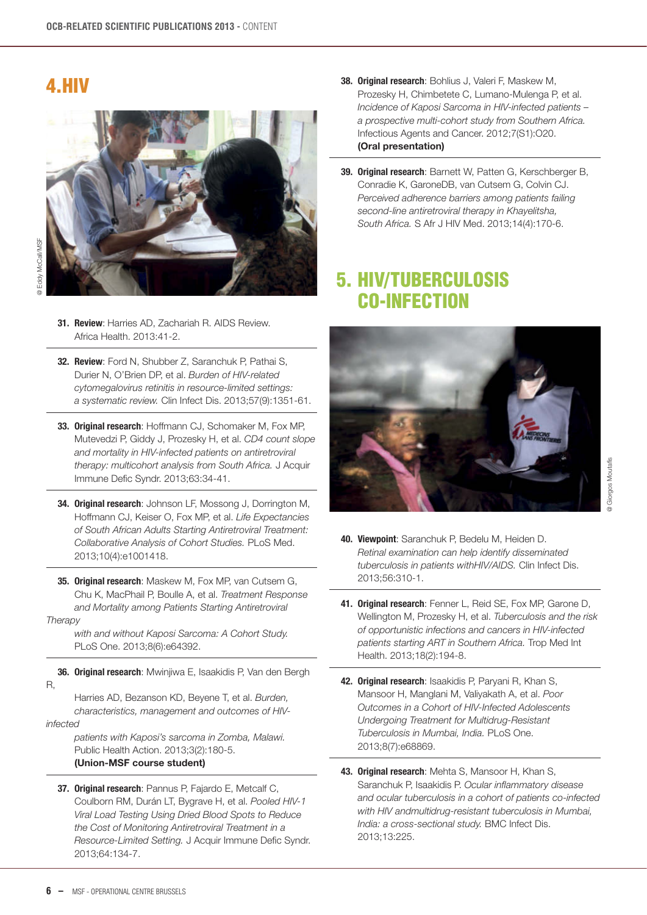# 4. HIV

@ Eddy McCall/MSF

31. **Review**: Harries AD, Zachariah R. AIDS Review. Africa Health. 2013:41-2.

32. **Review**: Ford N, Shubber Z, Saranchuk P, Pathai S, Durier N, O'Brien DP, et al. *Burden of HIV-related cytomegalovirus retinitis in resource-limited settings: a systematic review.* Clin Infect Dis. 2013;57(9):1351-61.

33. **Original research**: Hoffmann CJ, Schomaker M, Fox MP, Mutevedzi P, Giddy J, Prozesky H, et al. *CD4 count slope and mortality in HIV-infected patients on antiretroviral therapy: multicohort analysis from South Africa.* J Acquir Immune Defic Syndr. 2013;63:34-41.

34. **Original research**: Johnson LF, Mossong J, Dorrington M, Hoffmann CJ, Keiser O, Fox MP, et al. *Life Expectancies of South African Adults Starting Antiretroviral Treatment: Collaborative Analysis of Cohort Studies.* PLoS Med. 2013;10(4):e1001418.

35. **Original research**: Maskew M, Fox MP, van Cutsem G, Chu K, MacPhail P, Boulle A, et al. *Treatment Response and Mortality among Patients Starting Antiretroviral Therapy with and without Kaposi Sarcoma: A Cohort Study.* PLoS One. 2013;8(6):e64392.

36. **Original research**: Mwinjiwa E, Isaakidis P, Van den Bergh R, Harries AD, Bezanson KD, Beyene T, et al. *Burden, characteristics, management and outcomes of HIV-infected patients with Kaposi's sarcoma in Zomba, Malawi.* Public Health Action. 2013;3(2):180-5. **(Union-MSF course student)**

37. **Original research**: Pannus P, Fajardo E, Metcalf C, Coulborn RM, Durán LT, Bygrave H, et al. *Pooled HIV-1 Viral Load Testing Using Dried Blood Spots to Reduce the Cost of Monitoring Antiretroviral Treatment in a Resource-Limited Setting.* J Acquir Immune Defic Syndr. 2013;64:134-7.

38. **Original research**: Bohlius J, Valeri F, Maskew M, Prozesky H, Chimbetete C, Lumano-Mulenga P, et al. *Incidence of Kaposi Sarcoma in HIV-infected patients – a prospective multi-cohort study from Southern Africa.* Infectious Agents and Cancer. 2012;7(S1):O20. **(Oral presentation)**

39. **Original research**: Barnett W, Patten G, Kerschberger B, Conradie K, GaroneDB, van Cutsem G, Colvin CJ. *Perceived adherence barriers among patients failing second-line antiretroviral therapy in Khayelitsha, South Africa.* S Afr J HIV Med. 2013;14(4):170-6.

# 5. HIV/TUBERCULOSIS CO-INFECTION

@ Giorgos Moutafis

40. **Viewpoint**: Saranchuk P, Bedelu M, Heiden D. *Retinal examination can help identify disseminated tuberculosis in patients withHIV/AIDS.* Clin Infect Dis. 2013;56:310-1.

41. **Original research**: Fenner L, Reid SE, Fox MP, Garone D, Wellington M, Prozesky H, et al. *Tuberculosis and the risk of opportunistic infections and cancers in HIV-infected patients starting ART in Southern Africa.* Trop Med Int Health. 2013;18(2):194-8.

42. **Original research**: Isaakidis P, Paryani R, Khan S, Mansoor H, Manglani M, Valiyakath A, et al. *Poor Outcomes in a Cohort of HIV-Infected Adolescents Undergoing Treatment for Multidrug-Resistant Tuberculosis in Mumbai, India.* PLoS One. 2013;8(7):e68869.

43. **Original research**: Mehta S, Mansoor H, Khan S, Saranchuk P, Isaakidis P. *Ocular inflammatory disease and ocular tuberculosis in a cohort of patients co-infected with HIV andmultidrug-resistant tuberculosis in Mumbai, India: a cross-sectional study.* BMC Infect Dis. 2013;13:225.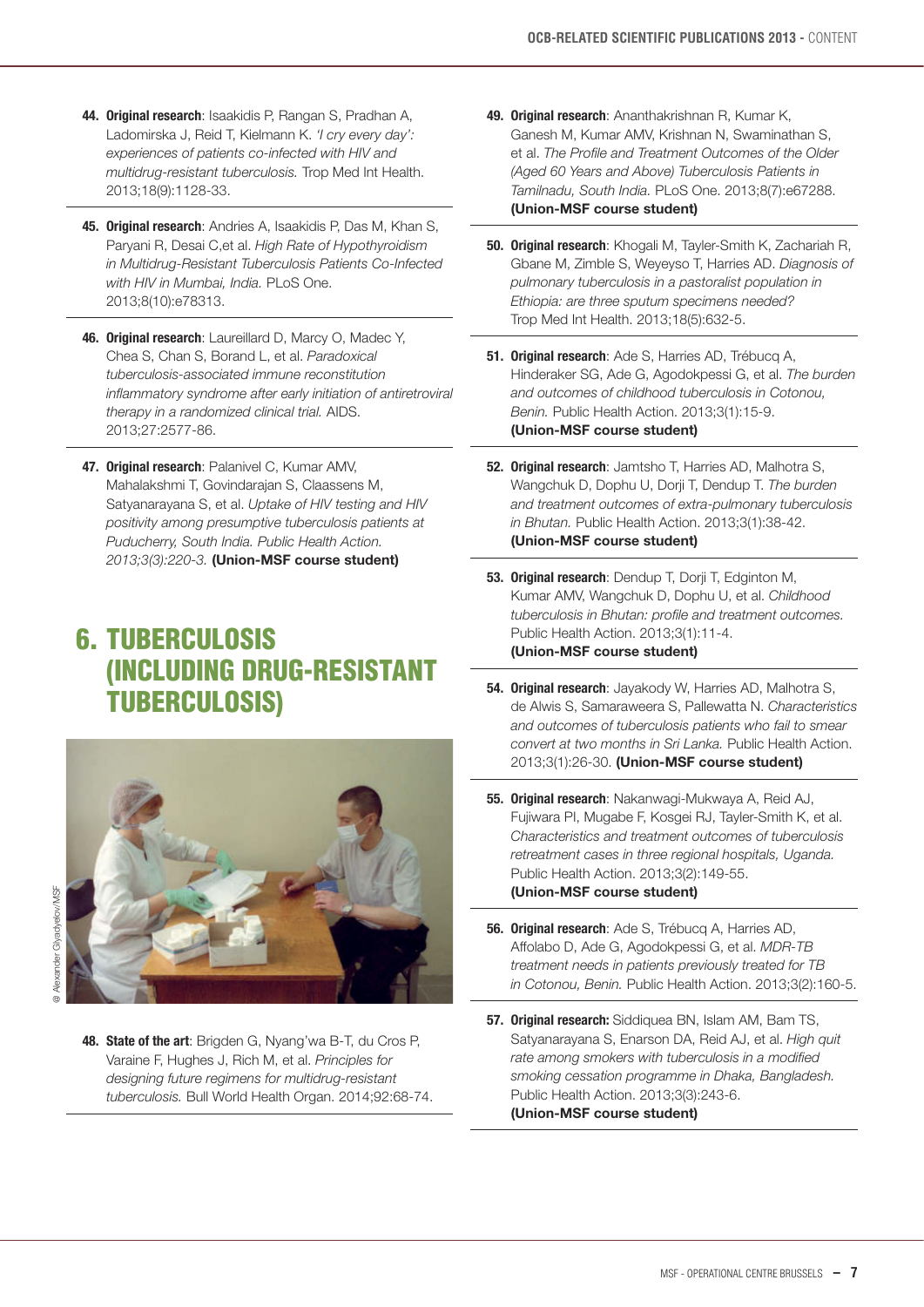**44. Original research**: Isaakidis P, Rangan S, Pradhan A, Ladomirska J, Reid T, Kielmann K. *'I cry every day': experiences of patients co-infected with HIV and multidrug-resistant tuberculosis.* Trop Med Int Health. 2013;18(9):1128-33.

**45. Original research**: Andries A, Isaakidis P, Das M, Khan S, Paryani R, Desai C,et al. *High Rate of Hypothyroidism in Multidrug-Resistant Tuberculosis Patients Co-Infected with HIV in Mumbai, India.* PLoS One. 2013;8(10):e78313.

**46. Original research**: Laureillard D, Marcy O, Madec Y, Chea S, Chan S, Borand L, et al. *Paradoxical tuberculosis-associated immune reconstitution inflammatory syndrome after early initiation of antiretroviral therapy in a randomized clinical trial.* AIDS. 2013;27:2577-86.

**47. Original research**: Palanivel C, Kumar AMV, Mahalakshmi T, Govindarajan S, Claassens M, Satyanarayana S, et al. *Uptake of HIV testing and HIV positivity among presumptive tuberculosis patients at Puducherry, South India. Public Health Action. 2013;3(3):220-3.* **(Union-MSF course student)**

# 6. TUBERCULOSIS (INCLUDING DRUG-RESISTANT TUBERCULOSIS)

@ Alexander Glyadyelov/MSF

**48. State of the art**: Brigden G, Nyang'wa B-T, du Cros P, Varaine F, Hughes J, Rich M, et al. *Principles for designing future regimens for multidrug-resistant tuberculosis.* Bull World Health Organ. 2014;92:68-74.

**49. Original research**: Ananthakrishnan R, Kumar K, Ganesh M, Kumar AMV, Krishnan N, Swaminathan S, et al. *The Profile and Treatment Outcomes of the Older (Aged 60 Years and Above) Tuberculosis Patients in Tamilnadu, South India.* PLoS One. 2013;8(7):e67288. **(Union-MSF course student)**

**50. Original research**: Khogali M, Tayler-Smith K, Zachariah R, Gbane M, Zimble S, Weyeyso T, Harries AD. *Diagnosis of pulmonary tuberculosis in a pastoralist population in Ethiopia: are three sputum specimens needed?* Trop Med Int Health. 2013;18(5):632-5.

**51. Original research**: Ade S, Harries AD, Trébucq A, Hinderaker SG, Ade G, Agodokpessi G, et al. *The burden and outcomes of childhood tuberculosis in Cotonou, Benin.* Public Health Action. 2013;3(1):15-9. **(Union-MSF course student)**

**52. Original research**: Jamtsho T, Harries AD, Malhotra S, Wangchuk D, Dophu U, Dorji T, Dendup T. *The burden and treatment outcomes of extra-pulmonary tuberculosis in Bhutan.* Public Health Action. 2013;3(1):38-42. **(Union-MSF course student)**

**53. Original research**: Dendup T, Dorji T, Edginton M, Kumar AMV, Wangchuk D, Dophu U, et al. *Childhood tuberculosis in Bhutan: profile and treatment outcomes.* Public Health Action. 2013;3(1):11-4. **(Union-MSF course student)**

**54. Original research**: Jayakody W, Harries AD, Malhotra S, de Alwis S, Samaraweera S, Pallewatta N. *Characteristics and outcomes of tuberculosis patients who fail to smear convert at two months in Sri Lanka.* Public Health Action. 2013;3(1):26-30. **(Union-MSF course student)**

**55. Original research**: Nakanwagi-Mukwaya A, Reid AJ, Fujiwara PI, Mugabe F, Kosgei RJ, Tayler-Smith K, et al. *Characteristics and treatment outcomes of tuberculosis retreatment cases in three regional hospitals, Uganda.* Public Health Action. 2013;3(2):149-55. **(Union-MSF course student)**

**56. Original research**: Ade S, Trébucq A, Harries AD, Affolabo D, Ade G, Agodokpessi G, et al. *MDR-TB treatment needs in patients previously treated for TB in Cotonou, Benin.* Public Health Action. 2013;3(2):160-5.

**57. Original research:** Siddiquea BN, Islam AM, Bam TS, Satyanarayana S, Enarson DA, Reid AJ, et al. *High quit rate among smokers with tuberculosis in a modified smoking cessation programme in Dhaka, Bangladesh.* Public Health Action. 2013;3(3):243-6. **(Union-MSF course student)**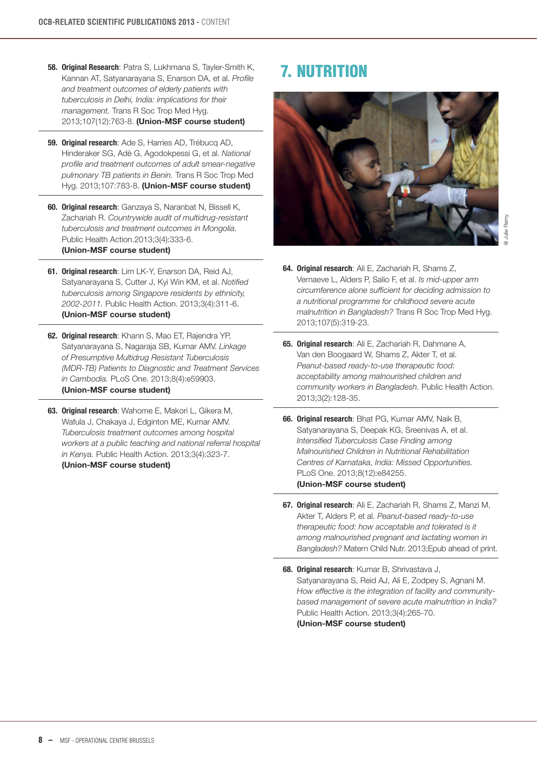58. **Original Research**: Patra S, Lukhmana S, Tayler-Smith K, Kannan AT, Satyanarayana S, Enarson DA, et al. *Profile and treatment outcomes of elderly patients with tuberculosis in Delhi, India: implications for their management.* Trans R Soc Trop Med Hyg. 2013;107(12):763-8. **(Union-MSF course student)**

59. **Original research**: Ade S, Harries AD, Trébucq AD, Hinderaker SG, Adè G, Agodokpessi G, et al. *National profile and treatment outcomes of adult smear-negative pulmonary TB patients in Benin.* Trans R Soc Trop Med Hyg. 2013;107:783-8. **(Union-MSF course student)**

60. **Original research**: Ganzaya S, Naranbat N, Bissell K, Zachariah R. *Countrywide audit of multidrug-resistant tuberculosis and treatment outcomes in Mongolia.* Public Health Action.2013;3(4):333-6. **(Union-MSF course student)**

61. **Original research**: Lim LK-Y, Enarson DA, Reid AJ, Satyanarayana S, Cutter J, Kyi Win KM, et al. *Notified tuberculosis among Singapore residents by ethnicity, 2002-2011.* Public Health Action. 2013;3(4):311-6. **(Union-MSF course student)**

62. **Original research**: Khann S, Mao ET, Rajendra YP, Satyanarayana S, Nagaraja SB, Kumar AMV. *Linkage of Presumptive Multidrug Resistant Tuberculosis (MDR-TB) Patients to Diagnostic and Treatment Services in Cambodia.* PLoS One. 2013;8(4):e59903. **(Union-MSF course student)**

63. **Original research**: Wahome E, Makori L, Gikera M, Wafula J, Chakaya J, Edginton ME, Kumar AMV. *Tuberculosis treatment outcomes among hospital workers at a public teaching and national referral hospital in Kenya.* Public Health Action. 2013;3(4):323-7. **(Union-MSF course student)**

# 7. NUTRITION

@ Julie Remy

64. **Original research**: Ali E, Zachariah R, Shams Z, Vernaeve L, Alders P, Salio F, et al. *Is mid-upper arm circumference alone sufficient for deciding admission to a nutritional programme for childhood severe acute malnutrition in Bangladesh?* Trans R Soc Trop Med Hyg. 2013;107(5):319-23.

65. **Original research**: Ali E, Zachariah R, Dahmane A, Van den Boogaard W, Shams Z, Akter T, et al. *Peanut-based ready-to-use therapeutic food: acceptability among malnourished children and community workers in Bangladesh.* Public Health Action. 2013;3(2):128-35.

66. **Original research**: Bhat PG, Kumar AMV, Naik B, Satyanarayana S, Deepak KG, Sreenivas A, et al. *Intensified Tuberculosis Case Finding among Malnourished Children in Nutritional Rehabilitation Centres of Karnataka, India: Missed Opportunities.* PLoS One. 2013;8(12):e84255. **(Union-MSF course student)**

67. **Original research**: Ali E, Zachariah R, Shams Z, Manzi M, Akter T, Alders P, et al. *Peanut-based ready-to-use therapeutic food: how acceptable and tolerated is it among malnourished pregnant and lactating women in Bangladesh?* Matern Child Nutr. 2013;Epub ahead of print.

68. **Original research**: Kumar B, Shrivastava J, Satyanarayana S, Reid AJ, Ali E, Zodpey S, Agnani M. *How effective is the integration of facility and community-based management of severe acute malnutrition in India?* Public Health Action. 2013;3(4):265-70. **(Union-MSF course student)**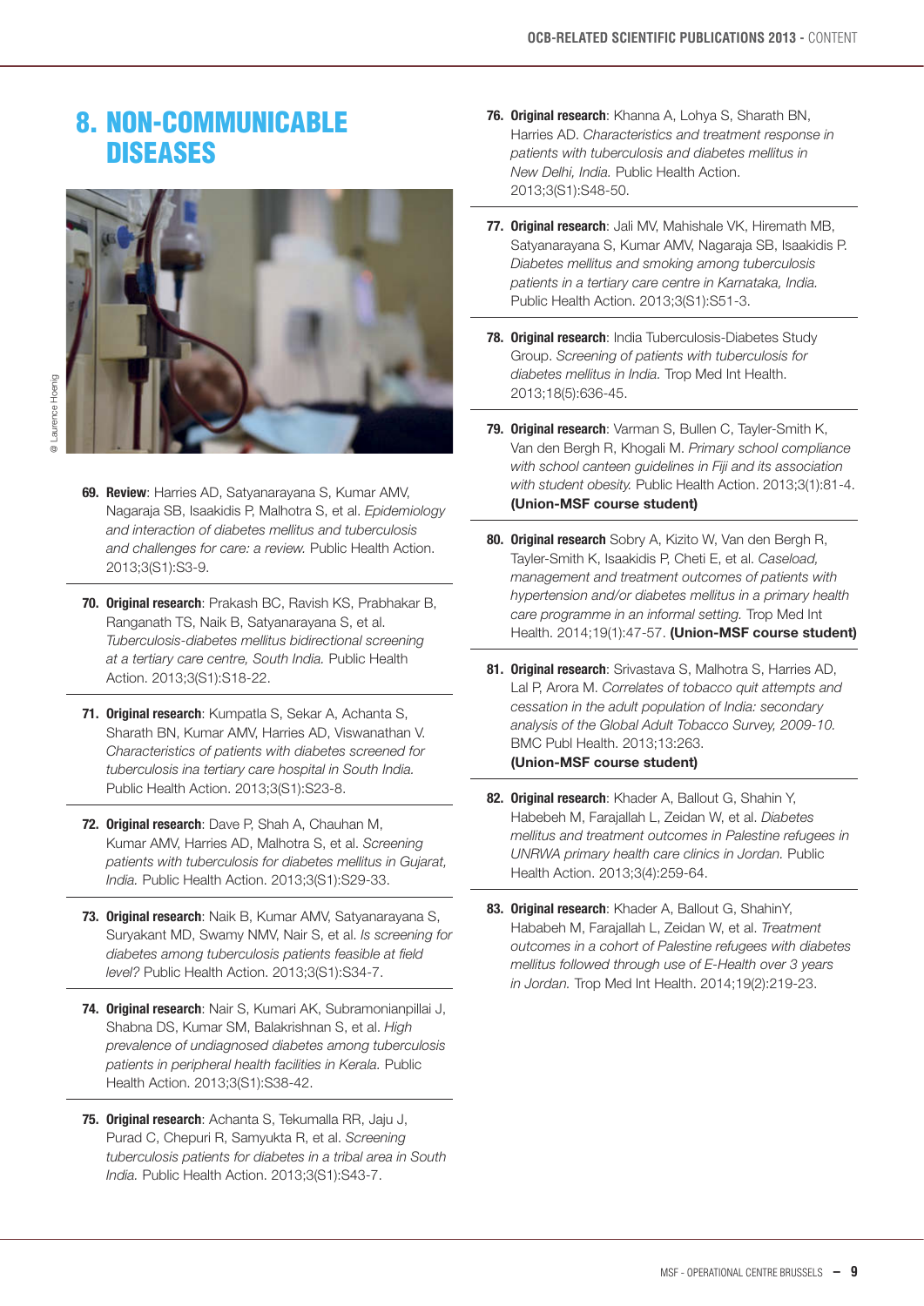# 8. NON-COMMUNICABLE DISEASES

@ Laurence Hoenig

69. **Review**: Harries AD, Satyanarayana S, Kumar AMV, Nagaraja SB, Isaakidis P, Malhotra S, et al. *Epidemiology and interaction of diabetes mellitus and tuberculosis and challenges for care: a review.* Public Health Action. 2013;3(S1):S3-9.

70. **Original research**: Prakash BC, Ravish KS, Prabhakar B, Ranganath TS, Naik B, Satyanarayana S, et al. *Tuberculosis-diabetes mellitus bidirectional screening at a tertiary care centre, South India.* Public Health Action. 2013;3(S1):S18-22.

71. **Original research**: Kumpatla S, Sekar A, Achanta S, Sharath BN, Kumar AMV, Harries AD, Viswanathan V. *Characteristics of patients with diabetes screened for tuberculosis ina tertiary care hospital in South India.* Public Health Action. 2013;3(S1):S23-8.

72. **Original research**: Dave P, Shah A, Chauhan M, Kumar AMV, Harries AD, Malhotra S, et al. *Screening patients with tuberculosis for diabetes mellitus in Gujarat, India.* Public Health Action. 2013;3(S1):S29-33.

73. **Original research**: Naik B, Kumar AMV, Satyanarayana S, Suryakant MD, Swamy NMV, Nair S, et al. *Is screening for diabetes among tuberculosis patients feasible at field level?* Public Health Action. 2013;3(S1):S34-7.

74. **Original research**: Nair S, Kumari AK, Subramonianpillai J, Shabna DS, Kumar SM, Balakrishnan S, et al. *High prevalence of undiagnosed diabetes among tuberculosis patients in peripheral health facilities in Kerala.* Public Health Action. 2013;3(S1):S38-42.

75. **Original research**: Achanta S, Tekumalla RR, Jaju J, Purad C, Chepuri R, Samyukta R, et al. *Screening tuberculosis patients for diabetes in a tribal area in South India.* Public Health Action. 2013;3(S1):S43-7.

76. **Original research**: Khanna A, Lohya S, Sharath BN, Harries AD. *Characteristics and treatment response in patients with tuberculosis and diabetes mellitus in New Delhi, India.* Public Health Action. 2013;3(S1):S48-50.

77. **Original research**: Jali MV, Mahishale VK, Hiremath MB, Satyanarayana S, Kumar AMV, Nagaraja SB, Isaakidis P. *Diabetes mellitus and smoking among tuberculosis patients in a tertiary care centre in Karnataka, India.* Public Health Action. 2013;3(S1):S51-3.

78. **Original research**: India Tuberculosis-Diabetes Study Group. *Screening of patients with tuberculosis for diabetes mellitus in India.* Trop Med Int Health. 2013;18(5):636-45.

79. **Original research**: Varman S, Bullen C, Tayler-Smith K, Van den Bergh R, Khogali M. *Primary school compliance with school canteen guidelines in Fiji and its association with student obesity.* Public Health Action. 2013;3(1):81-4. **(Union-MSF course student)**

80. **Original research** Sobry A, Kizito W, Van den Bergh R, Tayler-Smith K, Isaakidis P, Cheti E, et al. *Caseload, management and treatment outcomes of patients with hypertension and/or diabetes mellitus in a primary health care programme in an informal setting.* Trop Med Int Health. 2014;19(1):47-57. **(Union-MSF course student)**

81. **Original research**: Srivastava S, Malhotra S, Harries AD, Lal P, Arora M. *Correlates of tobacco quit attempts and cessation in the adult population of India: secondary analysis of the Global Adult Tobacco Survey, 2009-10.* BMC Publ Health. 2013;13:263. **(Union-MSF course student)**

82. **Original research**: Khader A, Ballout G, Shahin Y, Habebeh M, Farajallah L, Zeidan W, et al. *Diabetes mellitus and treatment outcomes in Palestine refugees in UNRWA primary health care clinics in Jordan.* Public Health Action. 2013;3(4):259-64.

83. **Original research**: Khader A, Ballout G, ShahinY, Hababeh M, Farajallah L, Zeidan W, et al. *Treatment outcomes in a cohort of Palestine refugees with diabetes mellitus followed through use of E-Health over 3 years in Jordan.* Trop Med Int Health. 2014;19(2):219-23.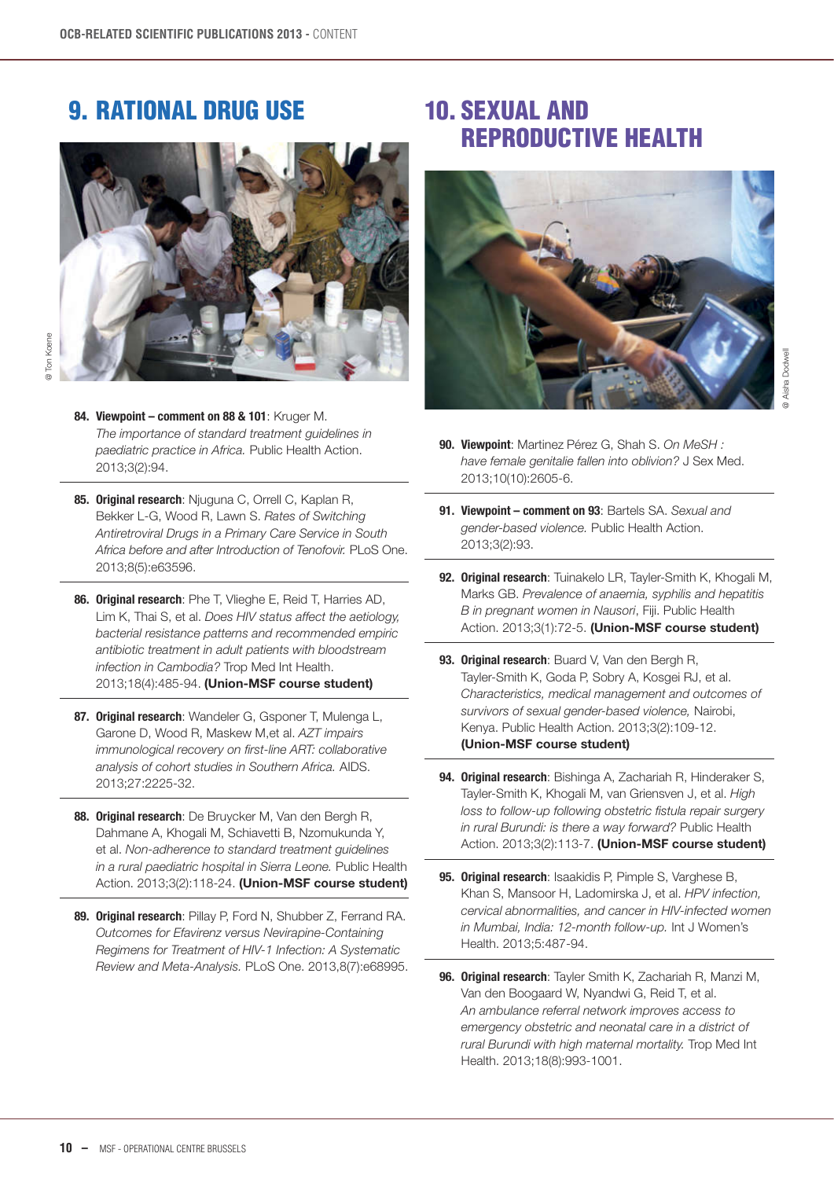## 9. RATIONAL DRUG USE

@ Ton Koene

84. **Viewpoint – comment on 88 & 101**: Kruger M. *The importance of standard treatment guidelines in paediatric practice in Africa.* Public Health Action. 2013;3(2):94.

85. **Original research**: Njuguna C, Orrell C, Kaplan R, Bekker L-G, Wood R, Lawn S. *Rates of Switching Antiretroviral Drugs in a Primary Care Service in South Africa before and after Introduction of Tenofovir.* PLoS One. 2013;8(5):e63596.

86. **Original research**: Phe T, Vlieghe E, Reid T, Harries AD, Lim K, Thai S, et al. *Does HIV status affect the aetiology, bacterial resistance patterns and recommended empiric antibiotic treatment in adult patients with bloodstream infection in Cambodia?* Trop Med Int Health. 2013;18(4):485-94. **(Union-MSF course student)**

87. **Original research**: Wandeler G, Gsponer T, Mulenga L, Garone D, Wood R, Maskew M,et al. *AZT impairs immunological recovery on first-line ART: collaborative analysis of cohort studies in Southern Africa.* AIDS. 2013;27:2225-32.

88. **Original research**: De Bruycker M, Van den Bergh R, Dahmane A, Khogali M, Schiavetti B, Nzomukunda Y, et al. *Non-adherence to standard treatment guidelines in a rural paediatric hospital in Sierra Leone.* Public Health Action. 2013;3(2):118-24. **(Union-MSF course student)**

89. **Original research**: Pillay P, Ford N, Shubber Z, Ferrand RA. *Outcomes for Efavirenz versus Nevirapine-Containing Regimens for Treatment of HIV-1 Infection: A Systematic Review and Meta-Analysis.* PLoS One. 2013,8(7):e68995.

## 10. SEXUAL AND REPRODUCTIVE HEALTH

@ Aisha Dodwell

90. **Viewpoint**: Martinez Pérez G, Shah S. *On MeSH : have female genitalie fallen into oblivion?* J Sex Med. 2013;10(10):2605-6.

91. **Viewpoint – comment on 93**: Bartels SA. *Sexual and gender-based violence.* Public Health Action. 2013;3(2):93.

92. **Original research**: Tuinakelo LR, Tayler-Smith K, Khogali M, Marks GB. *Prevalence of anaemia, syphilis and hepatitis B in pregnant women in Nausori*, Fiji. Public Health Action. 2013;3(1):72-5. **(Union-MSF course student)**

93. **Original research**: Buard V, Van den Bergh R, Tayler-Smith K, Goda P, Sobry A, Kosgei RJ, et al. *Characteristics, medical management and outcomes of survivors of sexual gender-based violence,* Nairobi, Kenya. Public Health Action. 2013;3(2):109-12. **(Union-MSF course student)**

94. **Original research**: Bishinga A, Zachariah R, Hinderaker S, Tayler-Smith K, Khogali M, van Griensven J, et al. *High loss to follow-up following obstetric fistula repair surgery in rural Burundi: is there a way forward?* Public Health Action. 2013;3(2):113-7. **(Union-MSF course student)**

95. **Original research**: Isaakidis P, Pimple S, Varghese B, Khan S, Mansoor H, Ladomirska J, et al. *HPV infection, cervical abnormalities, and cancer in HIV-infected women in Mumbai, India: 12-month follow-up.* Int J Women's Health. 2013;5:487-94.

96. **Original research**: Tayler Smith K, Zachariah R, Manzi M, Van den Boogaard W, Nyandwi G, Reid T, et al. *An ambulance referral network improves access to emergency obstetric and neonatal care in a district of rural Burundi with high maternal mortality.* Trop Med Int Health. 2013;18(8):993-1001.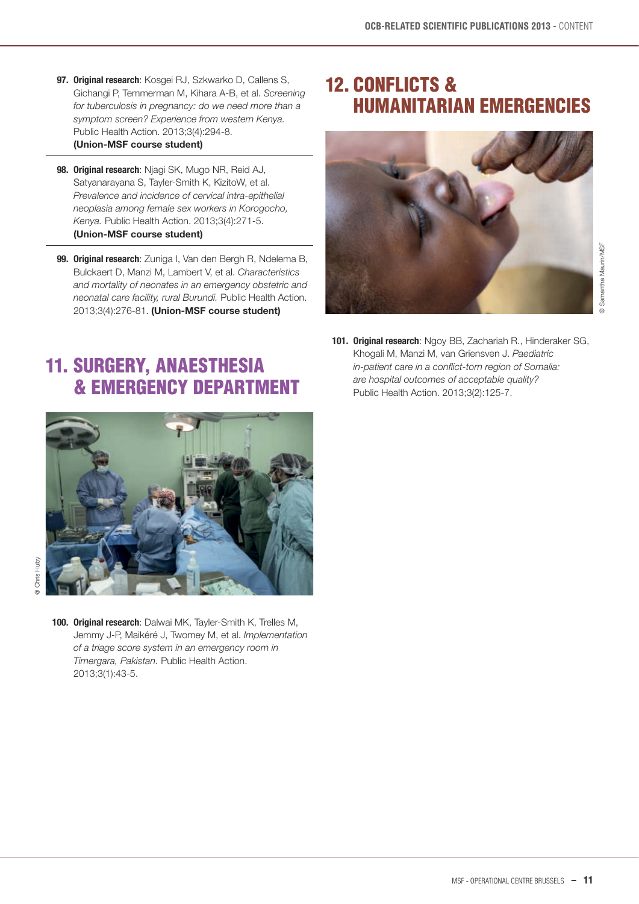97. **Original research**: Kosgei RJ, Szkwarko D, Callens S, Gichangi P, Temmerman M, Kihara A-B, et al. *Screening for tuberculosis in pregnancy: do we need more than a symptom screen? Experience from western Kenya.* Public Health Action. 2013;3(4):294-8. **(Union-MSF course student)**

98. **Original research**: Njagi SK, Mugo NR, Reid AJ, Satyanarayana S, Tayler-Smith K, KizitoW, et al. *Prevalence and incidence of cervical intra-epithelial neoplasia among female sex workers in Korogocho, Kenya.* Public Health Action. 2013;3(4):271-5. **(Union-MSF course student)**

99. **Original research**: Zuniga I, Van den Bergh R, Ndelema B, Bulckaert D, Manzi M, Lambert V, et al. *Characteristics and mortality of neonates in an emergency obstetric and neonatal care facility, rural Burundi.* Public Health Action. 2013;3(4):276-81. **(Union-MSF course student)**

## 11. SURGERY, ANAESTHESIA & EMERGENCY DEPARTMENT

@ Chris Huby

100. **Original research**: Dalwai MK, Tayler-Smith K, Trelles M, Jemmy J-P, Maikéré J, Twomey M, et al. *Implementation of a triage score system in an emergency room in Timergara, Pakistan.* Public Health Action. 2013;3(1):43-5.

## 12. CONFLICTS & HUMANITARIAN EMERGENCIES

@ Samantha Maurin/MSF

101. **Original research**: Ngoy BB, Zachariah R., Hinderaker SG, Khogali M, Manzi M, van Griensven J. *Paediatric in-patient care in a conflict-torn region of Somalia: are hospital outcomes of acceptable quality?* Public Health Action. 2013;3(2):125-7.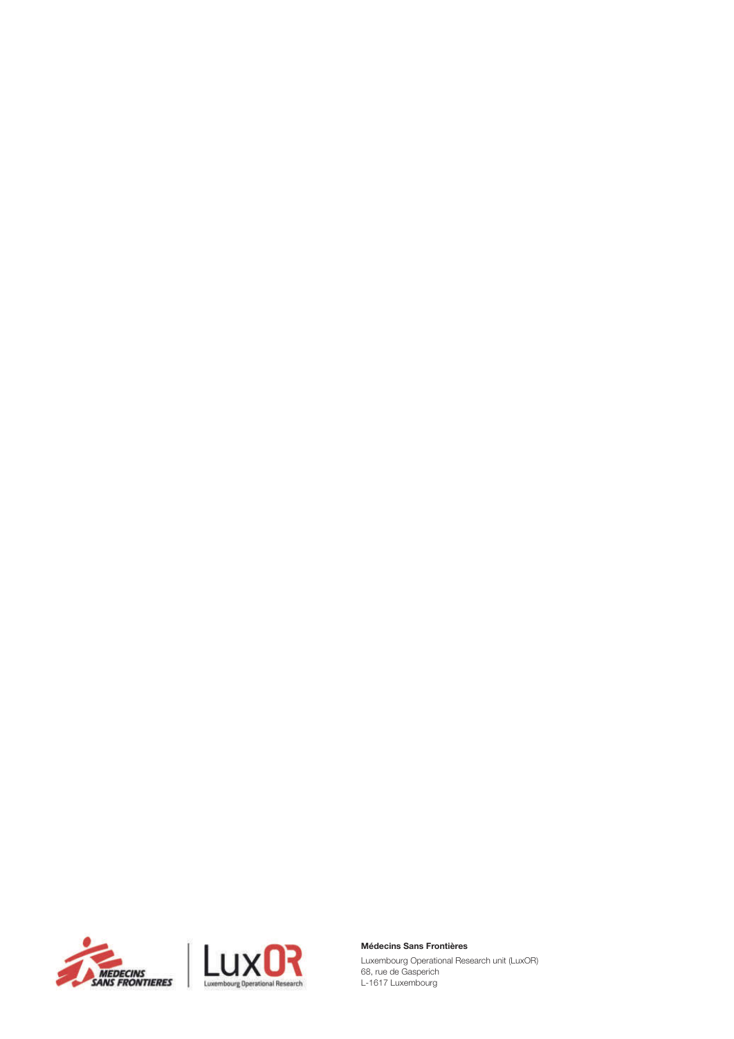**Médecins Sans Frontières**

Luxembourg Operational Research unit (LuxOR)
68, rue de Gasperich
L-1617 Luxembourg